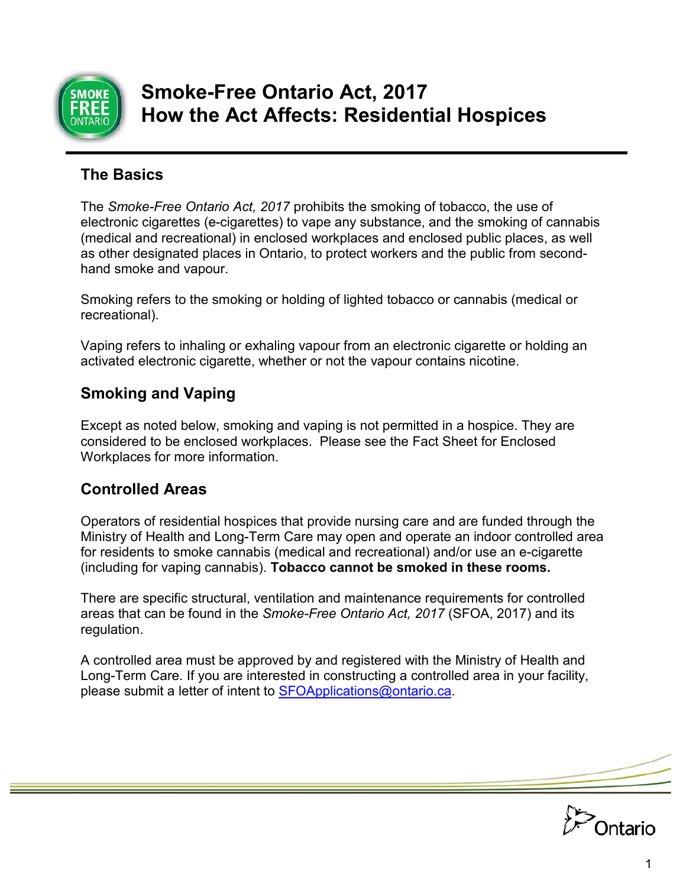# Smoke-Free Ontario Act, 2017
# How the Act Affects: Residential Hospices

## The Basics

The *Smoke-Free Ontario Act, 2017* prohibits the smoking of tobacco, the use of electronic cigarettes (e-cigarettes) to vape any substance, and the smoking of cannabis (medical and recreational) in enclosed workplaces and enclosed public places, as well as other designated places in Ontario, to protect workers and the public from second-hand smoke and vapour.

Smoking refers to the smoking or holding of lighted tobacco or cannabis (medical or recreational).

Vaping refers to inhaling or exhaling vapour from an electronic cigarette or holding an activated electronic cigarette, whether or not the vapour contains nicotine.

## Smoking and Vaping

Except as noted below, smoking and vaping is not permitted in a hospice. They are considered to be enclosed workplaces. Please see the Fact Sheet for Enclosed Workplaces for more information.

## Controlled Areas

Operators of residential hospices that provide nursing care and are funded through the Ministry of Health and Long-Term Care may open and operate an indoor controlled area for residents to smoke cannabis (medical and recreational) and/or use an e-cigarette (including for vaping cannabis). **Tobacco cannot be smoked in these rooms.**

There are specific structural, ventilation and maintenance requirements for controlled areas that can be found in the *Smoke-Free Ontario Act, 2017* (SFOA, 2017) and its regulation.

A controlled area must be approved by and registered with the Ministry of Health and Long-Term Care. If you are interested in constructing a controlled area in your facility, please submit a letter of intent to SFOApplications@ontario.ca.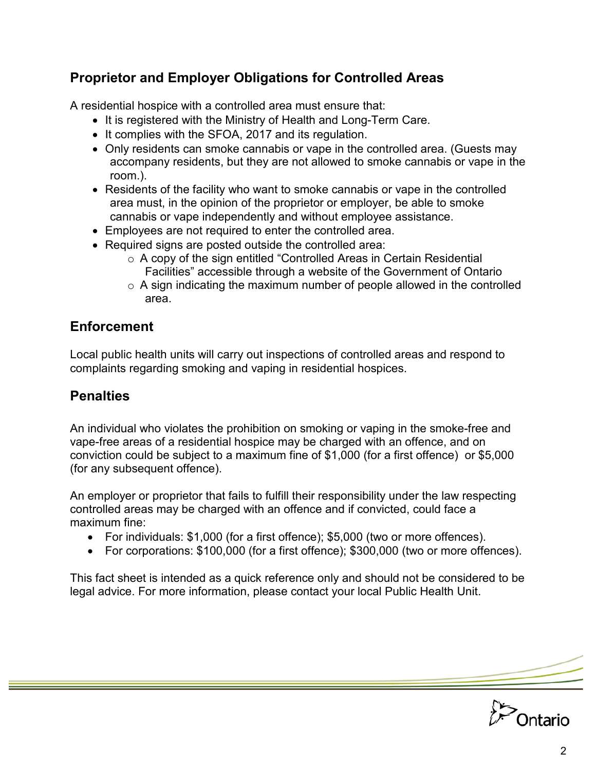## Proprietor and Employer Obligations for Controlled Areas

A residential hospice with a controlled area must ensure that:

- It is registered with the Ministry of Health and Long-Term Care.
- It complies with the SFOA, 2017 and its regulation.
- Only residents can smoke cannabis or vape in the controlled area. (Guests may accompany residents, but they are not allowed to smoke cannabis or vape in the room.).
- Residents of the facility who want to smoke cannabis or vape in the controlled area must, in the opinion of the proprietor or employer, be able to smoke cannabis or vape independently and without employee assistance.
- Employees are not required to enter the controlled area.
- Required signs are posted outside the controlled area:
  - A copy of the sign entitled "Controlled Areas in Certain Residential Facilities" accessible through a website of the Government of Ontario
  - A sign indicating the maximum number of people allowed in the controlled area.

## Enforcement

Local public health units will carry out inspections of controlled areas and respond to complaints regarding smoking and vaping in residential hospices.

## Penalties

An individual who violates the prohibition on smoking or vaping in the smoke-free and vape-free areas of a residential hospice may be charged with an offence, and on conviction could be subject to a maximum fine of $1,000 (for a first offence) or $5,000 (for any subsequent offence).

An employer or proprietor that fails to fulfill their responsibility under the law respecting controlled areas may be charged with an offence and if convicted, could face a maximum fine:

- For individuals: $1,000 (for a first offence); $5,000 (two or more offences).
- For corporations: $100,000 (for a first offence); $300,000 (two or more offences).

This fact sheet is intended as a quick reference only and should not be considered to be legal advice. For more information, please contact your local Public Health Unit.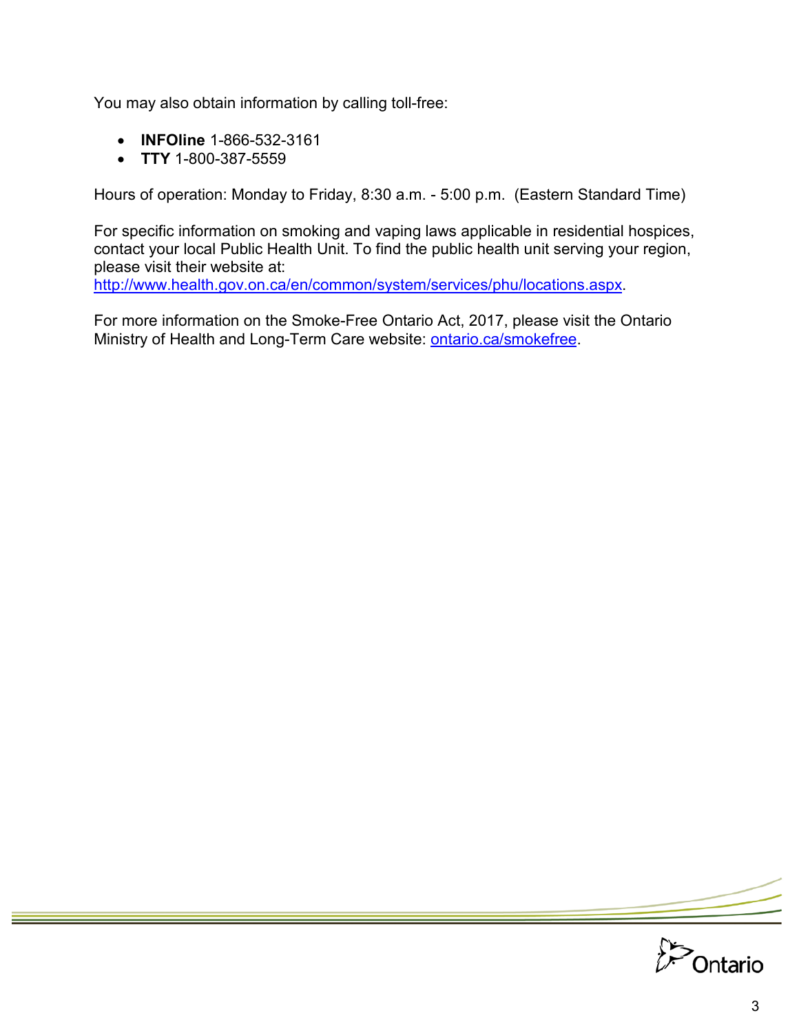You may also obtain information by calling toll-free:

- **INFOline** 1-866-532-3161
- **TTY** 1-800-387-5559

Hours of operation: Monday to Friday, 8:30 a.m. - 5:00 p.m. (Eastern Standard Time)

For specific information on smoking and vaping laws applicable in residential hospices, contact your local Public Health Unit. To find the public health unit serving your region, please visit their website at: http://www.health.gov.on.ca/en/common/system/services/phu/locations.aspx.

For more information on the Smoke-Free Ontario Act, 2017, please visit the Ontario Ministry of Health and Long-Term Care website: ontario.ca/smokefree.